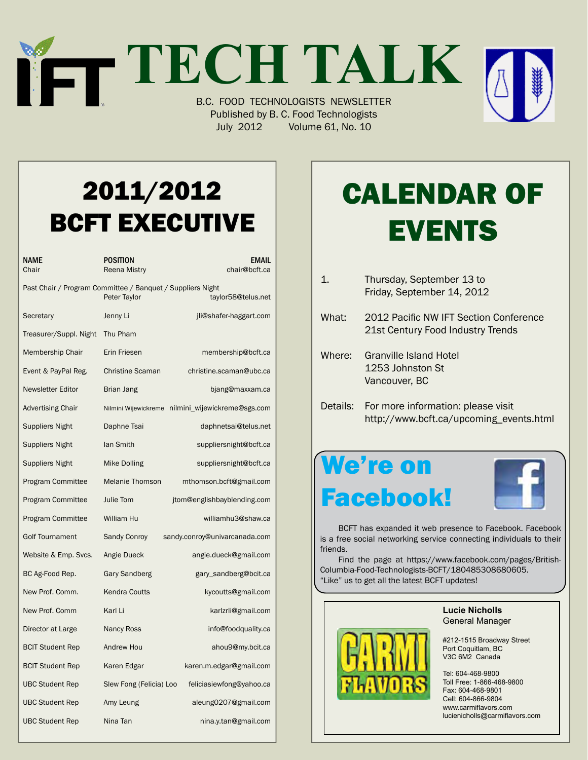# TECH TALK

B.C. FOOD TECHNOLOGISTS NEWSLETTER
Published by B. C. Food Technologists
July 2012 Volume 61, No. 10

## 2011/2012 BCFT EXECUTIVE

| NAME | POSITION | EMAIL |
|---|---|---|
| Chair | Reena Mistry | chair@bcft.ca |
| Past Chair / Program Committee / Banquet / Suppliers Night | Peter Taylor | taylor58@telus.net |
| Secretary | Jenny Li | jli@shafer-haggart.com |
| Treasurer/Suppl. Night | Thu Pham | |
| Membership Chair | Erin Friesen | membership@bcft.ca |
| Event & PayPal Reg. | Christine Scaman | christine.scaman@ubc.ca |
| Newsletter Editor | Brian Jang | bjang@maxxam.ca |
| Advertising Chair | Nilmini Wijewickreme | nilmini_wijewickreme@sgs.com |
| Suppliers Night | Daphne Tsai | daphnetsai@telus.net |
| Suppliers Night | Ian Smith | suppliersnight@bcft.ca |
| Suppliers Night | Mike Dolling | suppliersnight@bcft.ca |
| Program Committee | Melanie Thomson | mthomson.bcft@gmail.com |
| Program Committee | Julie Tom | jtom@englishbayblending.com |
| Program Committee | William Hu | williamhu3@shaw.ca |
| Golf Tournament | Sandy Conroy | sandy.conroy@univarcanada.com |
| Website & Emp. Svcs. | Angie Dueck | angie.dueck@gmail.com |
| BC Ag-Food Rep. | Gary Sandberg | gary_sandberg@bcit.ca |
| New Prof. Comm. | Kendra Coutts | kycoutts@gmail.com |
| New Prof. Comm | Karl Li | karlzrli@gmail.com |
| Director at Large | Nancy Ross | info@foodquality.ca |
| BCIT Student Rep | Andrew Hou | ahou9@my.bcit.ca |
| BCIT Student Rep | Karen Edgar | karen.m.edgar@gmail.com |
| UBC Student Rep | Slew Fong (Felicia) Loo | feliciasiewfong@yahoo.ca |
| UBC Student Rep | Amy Leung | aleung0207@gmail.com |
| UBC Student Rep | Nina Tan | nina.y.tan@gmail.com |

## CALENDAR OF EVENTS

1. Thursday, September 13 to Friday, September 14, 2012

**What:** 2012 Pacific NW IFT Section Conference
21st Century Food Industry Trends

**Where:** Granville Island Hotel
1253 Johnston St
Vancouver, BC

**Details:** For more information: please visit http://www.bcft.ca/upcoming_events.html

## We're on Facebook!

BCFT has expanded it web presence to Facebook. Facebook is a free social networking service connecting individuals to their friends.

Find the page at https://www.facebook.com/pages/British-Columbia-Food-Technologists-BCFT/180485308680605.
"Like" us to get all the latest BCFT updates!

**CARMI FLAVORS**

**Lucie Nicholls**
General Manager

#212-1515 Broadway Street
Port Coquitlam, BC
V3C 6M2 Canada

Tel: 604-468-9800
Toll Free: 1-866-468-9800
Fax: 604-468-9801
Cell: 604-866-9804
www.carmiflavors.com
lucienicholls@carmiflavors.com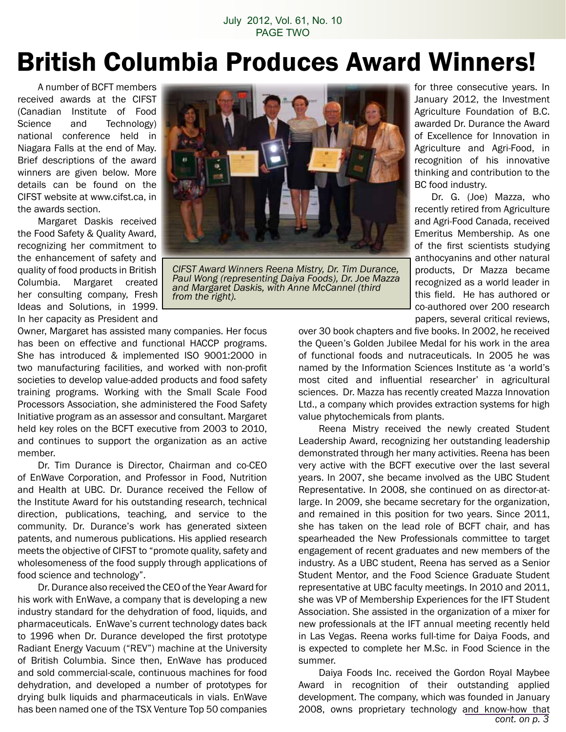# British Columbia Produces Award Winners!

A number of BCFT members received awards at the CIFST (Canadian Institute of Food Science and Technology) national conference held in Niagara Falls at the end of May. Brief descriptions of the award winners are given below. More details can be found on the CIFST website at www.cifst.ca, in the awards section.

*CIFST Award Winners Reena Mistry, Dr. Tim Durance, Paul Wong (representing Daiya Foods), Dr. Joe Mazza and Margaret Daskis, with Anne McCannel (third from the right).*

Margaret Daskis received the Food Safety & Quality Award, recognizing her commitment to the enhancement of safety and quality of food products in British Columbia. Margaret created her consulting company, Fresh Ideas and Solutions, in 1999. In her capacity as President and Owner, Margaret has assisted many companies. Her focus has been on effective and functional HACCP programs. She has introduced & implemented ISO 9001:2000 in two manufacturing facilities, and worked with non-profit societies to develop value-added products and food safety training programs. Working with the Small Scale Food Processors Association, she administered the Food Safety Initiative program as an assessor and consultant. Margaret held key roles on the BCFT executive from 2003 to 2010, and continues to support the organization as an active member.

Dr. Tim Durance is Director, Chairman and co-CEO of EnWave Corporation, and Professor in Food, Nutrition and Health at UBC. Dr. Durance received the Fellow of the Institute Award for his outstanding research, technical direction, publications, teaching, and service to the community. Dr. Durance's work has generated sixteen patents, and numerous publications. His applied research meets the objective of CIFST to "promote quality, safety and wholesomeness of the food supply through applications of food science and technology".

Dr. Durance also received the CEO of the Year Award for his work with EnWave, a company that is developing a new industry standard for the dehydration of food, liquids, and pharmaceuticals. EnWave's current technology dates back to 1996 when Dr. Durance developed the first prototype Radiant Energy Vacuum ("REV") machine at the University of British Columbia. Since then, EnWave has produced and sold commercial-scale, continuous machines for food dehydration, and developed a number of prototypes for drying bulk liquids and pharmaceuticals in vials. EnWave has been named one of the TSX Venture Top 50 companies for three consecutive years. In January 2012, the Investment Agriculture Foundation of B.C. awarded Dr. Durance the Award of Excellence for Innovation in Agriculture and Agri-Food, in recognition of his innovative thinking and contribution to the BC food industry.

Dr. G. (Joe) Mazza, who recently retired from Agriculture and Agri-Food Canada, received Emeritus Membership. As one of the first scientists studying anthocyanins and other natural products, Dr Mazza became recognized as a world leader in this field. He has authored or co-authored over 200 research papers, several critical reviews, over 30 book chapters and five books. In 2002, he received the Queen's Golden Jubilee Medal for his work in the area of functional foods and nutraceuticals. In 2005 he was named by the Information Sciences Institute as 'a world's most cited and influential researcher' in agricultural sciences. Dr. Mazza has recently created Mazza Innovation Ltd., a company which provides extraction systems for high value phytochemicals from plants.

Reena Mistry received the newly created Student Leadership Award, recognizing her outstanding leadership demonstrated through her many activities. Reena has been very active with the BCFT executive over the last several years. In 2007, she became involved as the UBC Student Representative. In 2008, she continued on as director-at-large. In 2009, she became secretary for the organization, and remained in this position for two years. Since 2011, she has taken on the lead role of BCFT chair, and has spearheaded the New Professionals committee to target engagement of recent graduates and new members of the industry. As a UBC student, Reena has served as a Senior Student Mentor, and the Food Science Graduate Student representative at UBC faculty meetings. In 2010 and 2011, she was VP of Membership Experiences for the IFT Student Association. She assisted in the organization of a mixer for new professionals at the IFT annual meeting recently held in Las Vegas. Reena works full-time for Daiya Foods, and is expected to complete her M.Sc. in Food Science in the summer.

Daiya Foods Inc. received the Gordon Royal Maybee Award in recognition of their outstanding applied development. The company, which was founded in January 2008, owns proprietary technology and know-how that

*cont. on p. 3*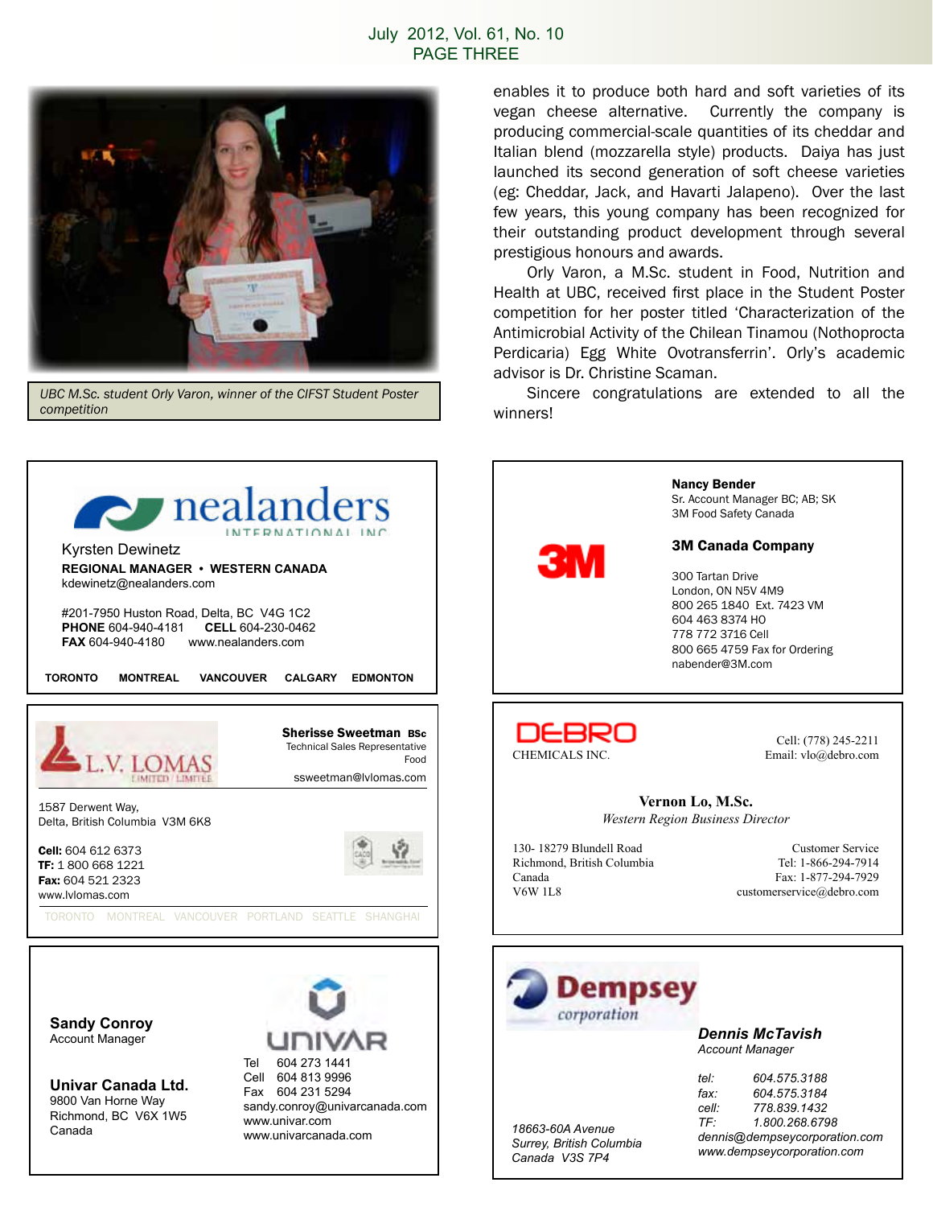*UBC M.Sc. student Orly Varon, winner of the CIFST Student Poster competition*

enables it to produce both hard and soft varieties of its vegan cheese alternative. Currently the company is producing commercial-scale quantities of its cheddar and Italian blend (mozzarella style) products. Daiya has just launched its second generation of soft cheese varieties (eg: Cheddar, Jack, and Havarti Jalapeno). Over the last few years, this young company has been recognized for their outstanding product development through several prestigious honours and awards.

Orly Varon, a M.Sc. student in Food, Nutrition and Health at UBC, received first place in the Student Poster competition for her poster titled 'Characterization of the Antimicrobial Activity of the Chilean Tinamou (Nothoprocta Perdicaria) Egg White Ovotransferrin'. Orly's academic advisor is Dr. Christine Scaman.

Sincere congratulations are extended to all the winners!

---

**nealanders** INTERNATIONAL INC

Kyrsten Dewinetz
**REGIONAL MANAGER • WESTERN CANADA**
kdewinetz@nealanders.com

#201-7950 Huston Road, Delta, BC V4G 1C2
**PHONE** 604-940-4181 **CELL** 604-230-0462
**FAX** 604-940-4180 www.nealanders.com

**TORONTO MONTREAL VANCOUVER CALGARY EDMONTON**

---

**3M**

**Nancy Bender**
Sr. Account Manager BC; AB; SK
3M Food Safety Canada

**3M Canada Company**

300 Tartan Drive
London, ON N5V 4M9
800 265 1840 Ext. 7423 VM
604 463 8374 HO
778 772 3716 Cell
800 665 4759 Fax for Ordering
nabender@3M.com

---

**L.V. LOMAS** LIMITED / LIMITÉE

**Sherisse Sweetman BSc**
Technical Sales Representative
Food
ssweetman@lvlomas.com

1587 Derwent Way,
Delta, British Columbia V3M 6K8

**Cell:** 604 612 6373
**TF:** 1 800 668 1221
**Fax:** 604 521 2323
www.lvlomas.com

TORONTO MONTREAL VANCOUVER PORTLAND SEATTLE SHANGHAI

---

**DEBRO** CHEMICALS INC.

Cell: (778) 245-2211
Email: vlo@debro.com

**Vernon Lo, M.Sc.**
*Western Region Business Director*

130- 18279 Blundell Road
Richmond, British Columbia
Canada
V6W 1L8

Customer Service
Tel: 1-866-294-7914
Fax: 1-877-294-7929
customerservice@debro.com

---

**UNIVAR**

**Sandy Conroy**
Account Manager

**Univar Canada Ltd.**
9800 Van Horne Way
Richmond, BC V6X 1W5
Canada

Tel 604 273 1441
Cell 604 813 9996
Fax 604 231 5294
sandy.conroy@univarcanada.com
www.univar.com
www.univarcanada.com

---

**Dempsey** *corporation*

***Dennis McTavish***
*Account Manager*

*tel: 604.575.3188*
*fax: 604.575.3184*
*cell: 778.839.1432*
*TF: 1.800.268.6798*
*dennis@dempseycorporation.com*
*www.dempseycorporation.com*

*18663-60A Avenue*
*Surrey, British Columbia*
*Canada V3S 7P4*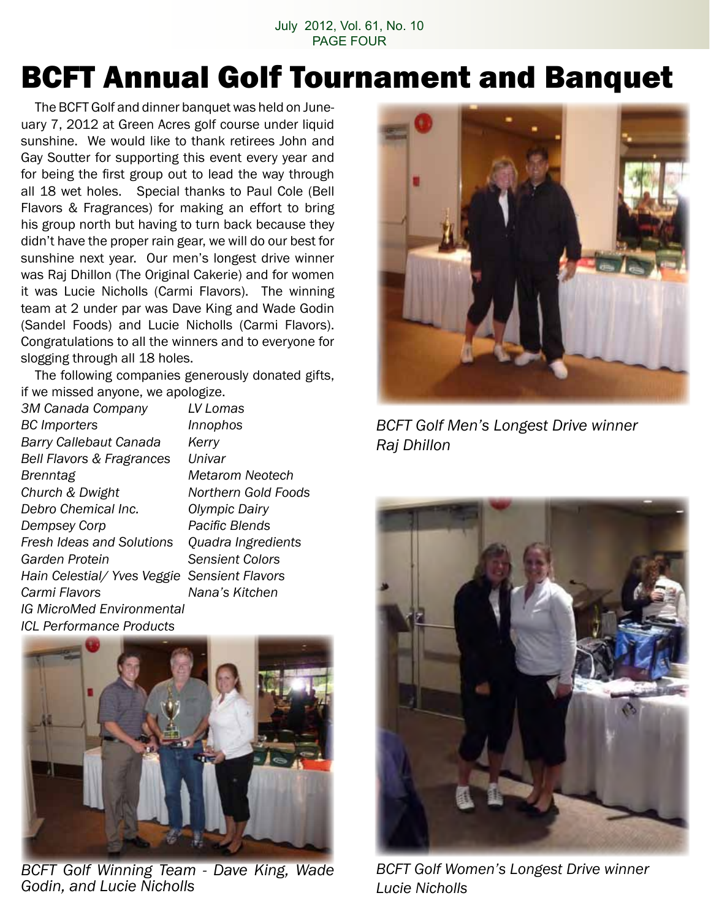# BCFT Annual Golf Tournament and Banquet

The BCFT Golf and dinner banquet was held on Juneuary 7, 2012 at Green Acres golf course under liquid sunshine. We would like to thank retirees John and Gay Soutter for supporting this event every year and for being the first group out to lead the way through all 18 wet holes. Special thanks to Paul Cole (Bell Flavors & Fragrances) for making an effort to bring his group north but having to turn back because they didn't have the proper rain gear, we will do our best for sunshine next year. Our men's longest drive winner was Raj Dhillon (The Original Cakerie) and for women it was Lucie Nicholls (Carmi Flavors). The winning team at 2 under par was Dave King and Wade Godin (Sandel Foods) and Lucie Nicholls (Carmi Flavors). Congratulations to all the winners and to everyone for slogging through all 18 holes.

The following companies generously donated gifts, if we missed anyone, we apologize.

*3M Canada Company*
*BC Importers*
*Barry Callebaut Canada*
*Bell Flavors & Fragrances*
*Brenntag*
*Church & Dwight*
*Debro Chemical Inc.*
*Dempsey Corp*
*Fresh Ideas and Solutions*
*Garden Protein*
*Hain Celestial/ Yves Veggie*
*Carmi Flavors*
*IG MicroMed Environmental*
*ICL Performance Products*
*LV Lomas*
*Innophos*
*Kerry*
*Univar*
*Metarom Neotech*
*Northern Gold Foods*
*Olympic Dairy*
*Pacific Blends*
*Quadra Ingredients*
*Sensient Colors*
*Sensient Flavors*
*Nana's Kitchen*

*BCFT Golf Winning Team - Dave King, Wade Godin, and Lucie Nicholls*

*BCFT Golf Men's Longest Drive winner Raj Dhillon*

*BCFT Golf Women's Longest Drive winner Lucie Nicholls*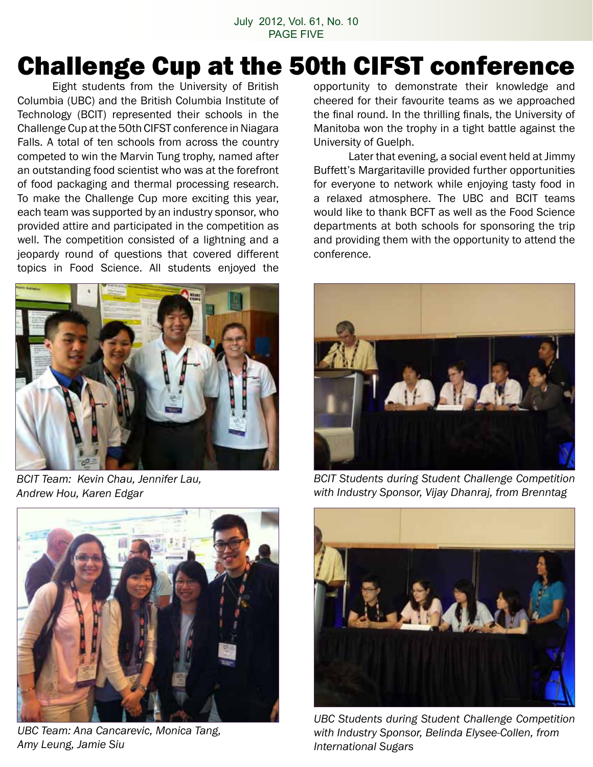# Challenge Cup at the 50th CIFST conference

Eight students from the University of British Columbia (UBC) and the British Columbia Institute of Technology (BCIT) represented their schools in the Challenge Cup at the 50th CIFST conference in Niagara Falls. A total of ten schools from across the country competed to win the Marvin Tung trophy, named after an outstanding food scientist who was at the forefront of food packaging and thermal processing research. To make the Challenge Cup more exciting this year, each team was supported by an industry sponsor, who provided attire and participated in the competition as well. The competition consisted of a lightning and a jeopardy round of questions that covered different topics in Food Science. All students enjoyed the opportunity to demonstrate their knowledge and cheered for their favourite teams as we approached the final round. In the thrilling finals, the University of Manitoba won the trophy in a tight battle against the University of Guelph.

Later that evening, a social event held at Jimmy Buffett's Margaritaville provided further opportunities for everyone to network while enjoying tasty food in a relaxed atmosphere. The UBC and BCIT teams would like to thank BCFT as well as the Food Science departments at both schools for sponsoring the trip and providing them with the opportunity to attend the conference.

*BCIT Team: Kevin Chau, Jennifer Lau, Andrew Hou, Karen Edgar*

*BCIT Students during Student Challenge Competition with Industry Sponsor, Vijay Dhanraj, from Brenntag*

*UBC Team: Ana Cancarevic, Monica Tang, Amy Leung, Jamie Siu*

*UBC Students during Student Challenge Competition with Industry Sponsor, Belinda Elysee-Collen, from International Sugars*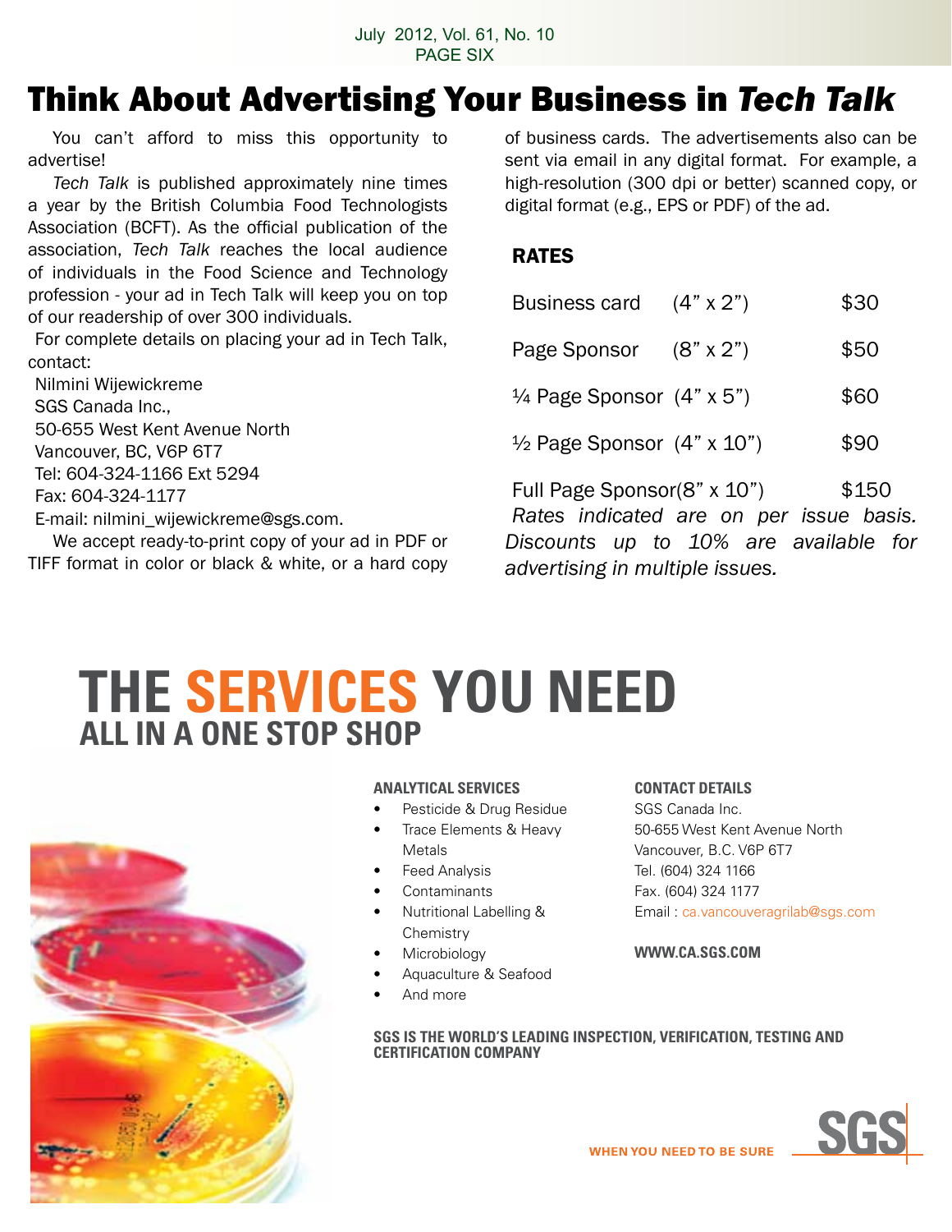# Think About Advertising Your Business in *Tech Talk*

You can't afford to miss this opportunity to advertise!

*Tech Talk* is published approximately nine times a year by the British Columbia Food Technologists Association (BCFT). As the official publication of the association, *Tech Talk* reaches the local audience of individuals in the Food Science and Technology profession - your ad in Tech Talk will keep you on top of our readership of over 300 individuals.

For complete details on placing your ad in Tech Talk, contact:

Nilmini Wijewickreme  
SGS Canada Inc.,  
50-655 West Kent Avenue North  
Vancouver, BC, V6P 6T7  
Tel: 604-324-1166 Ext 5294  
Fax: 604-324-1177  
E-mail: nilmini_wijewickreme@sgs.com.

We accept ready-to-print copy of your ad in PDF or TIFF format in color or black & white, or a hard copy of business cards. The advertisements also can be sent via email in any digital format. For example, a high-resolution (300 dpi or better) scanned copy, or digital format (e.g., EPS or PDF) of the ad.

## RATES

| | | |
|---|---|---|
| Business card | (4" x 2") | $30 |
| Page Sponsor | (8" x 2") | $50 |
| ¼ Page Sponsor | (4" x 5") | $60 |
| ½ Page Sponsor | (4" x 10") | $90 |
| Full Page Sponsor | (8" x 10") | $150 |

*Rates indicated are on per issue basis. Discounts up to 10% are available for advertising in multiple issues.*

# THE SERVICES YOU NEED
## ALL IN A ONE STOP SHOP

**ANALYTICAL SERVICES**

- Pesticide & Drug Residue
- Trace Elements & Heavy Metals
- Feed Analysis
- Contaminants
- Nutritional Labelling & Chemistry
- Microbiology
- Aquaculture & Seafood
- And more

**CONTACT DETAILS**

SGS Canada Inc.  
50-655 West Kent Avenue North  
Vancouver, B.C. V6P 6T7  
Tel. (604) 324 1166  
Fax. (604) 324 1177  
Email : ca.vancouveragrilab@sgs.com

**WWW.CA.SGS.COM**

**SGS IS THE WORLD'S LEADING INSPECTION, VERIFICATION, TESTING AND CERTIFICATION COMPANY**

WHEN YOU NEED TO BE SURE SGS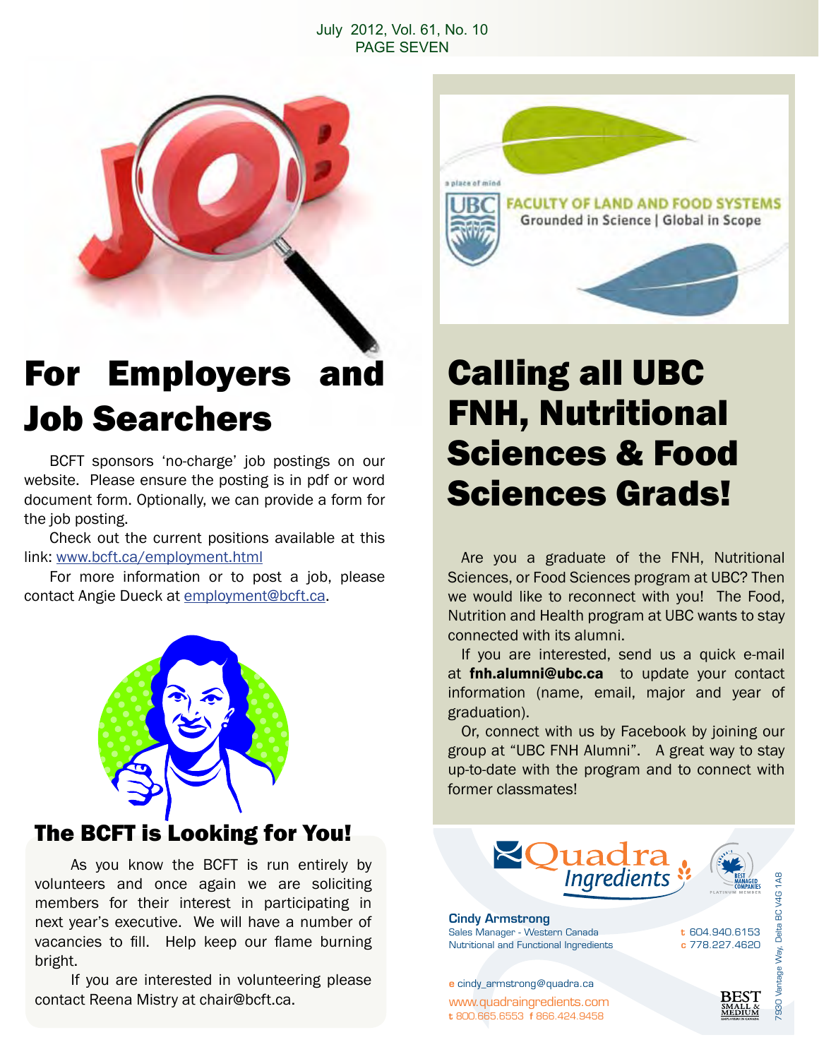## For Employers and Job Searchers

BCFT sponsors 'no-charge' job postings on our website. Please ensure the posting is in pdf or word document form. Optionally, we can provide a form for the job posting.

Check out the current positions available at this link: www.bcft.ca/employment.html

For more information or to post a job, please contact Angie Dueck at employment@bcft.ca.

### The BCFT is Looking for You!

As you know the BCFT is run entirely by volunteers and once again we are soliciting members for their interest in participating in next year's executive. We will have a number of vacancies to fill. Help keep our flame burning bright.

If you are interested in volunteering please contact Reena Mistry at chair@bcft.ca.

a place of mind

UBC FACULTY OF LAND AND FOOD SYSTEMS
Grounded in Science | Global in Scope

## Calling all UBC FNH, Nutritional Sciences & Food Sciences Grads!

Are you a graduate of the FNH, Nutritional Sciences, or Food Sciences program at UBC? Then we would like to reconnect with you! The Food, Nutrition and Health program at UBC wants to stay connected with its alumni.

If you are interested, send us a quick e-mail at **fnh.alumni@ubc.ca** to update your contact information (name, email, major and year of graduation).

Or, connect with us by Facebook by joining our group at "UBC FNH Alumni". A great way to stay up-to-date with the program and to connect with former classmates!

Quadra Ingredients

**Cindy Armstrong**
Sales Manager - Western Canada
Nutritional and Functional Ingredients

t 604.940.6153
c 778.227.4620

e cindy_armstrong@quadra.ca
www.quadraingredients.com
t 800.665.6553 f 866.424.9458

7930 Vantage Way, Delta BC V4G 1A8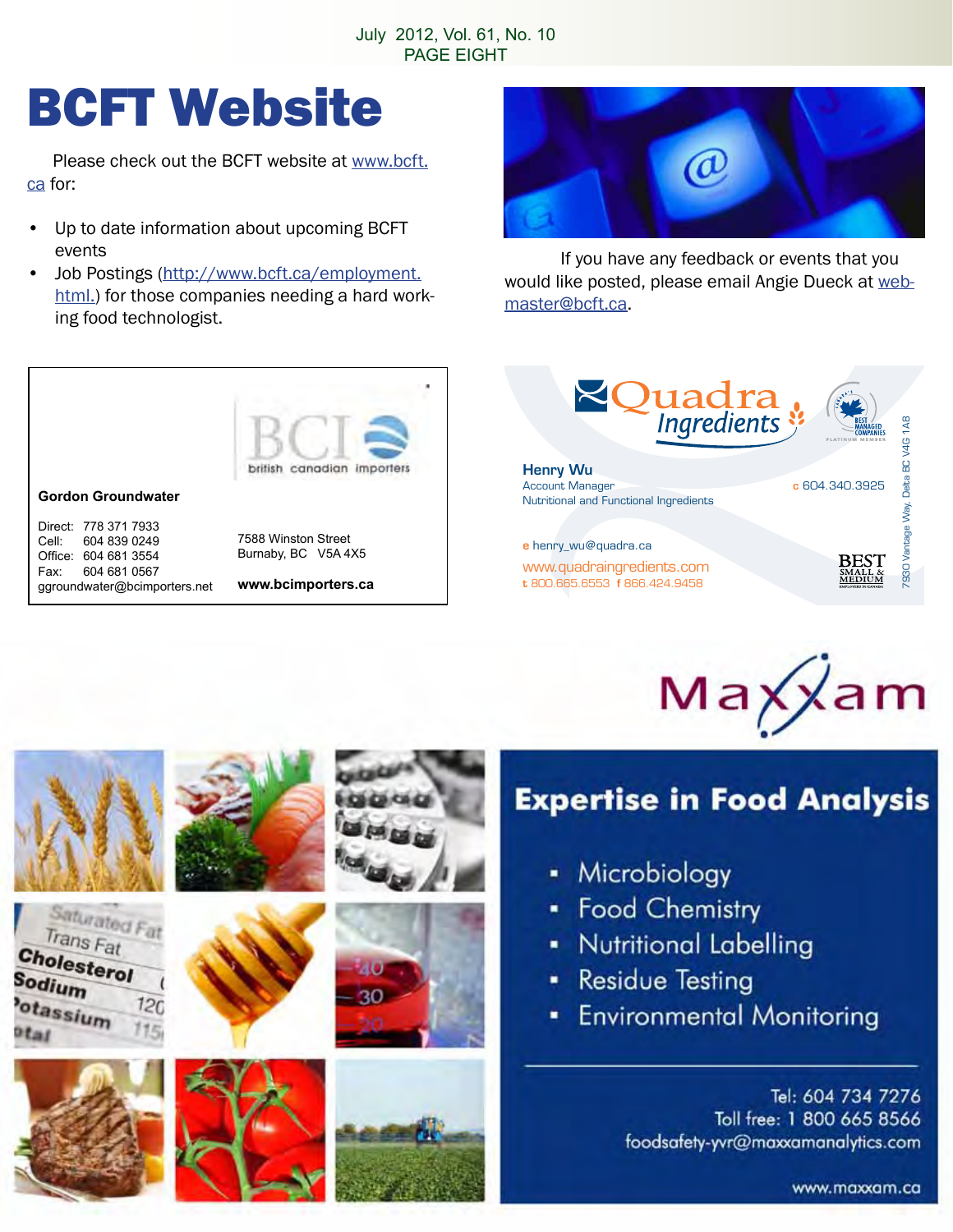# BCFT Website

Please check out the BCFT website at www.bcft.ca for:

- Up to date information about upcoming BCFT events
- Job Postings (http://www.bcft.ca/employment.html.) for those companies needing a hard working food technologist.

If you have any feedback or events that you would like posted, please email Angie Dueck at webmaster@bcft.ca.

BCI british canadian importers

**Gordon Groundwater**

Direct: 778 371 7933
Cell: 604 839 0249
Office: 604 681 3554
Fax: 604 681 0567
ggroundwater@bcimporters.net

7588 Winston Street
Burnaby, BC V5A 4X5

**www.bcimporters.ca**

Quadra Ingredients

**Henry Wu**
Account Manager
Nutritional and Functional Ingredients

c 604.340.3925

e henry_wu@quadra.ca
www.quadraingredients.com
t 800.665.6553 f 866.424.9458

7930 Vantage Way, Delta BC V4G 1A8

Maxxam

## Expertise in Food Analysis

- Microbiology
- Food Chemistry
- Nutritional Labelling
- Residue Testing
- Environmental Monitoring

Tel: 604 734 7276
Toll free: 1 800 665 8566
foodsafety-yvr@maxxamanalytics.com

www.maxxam.ca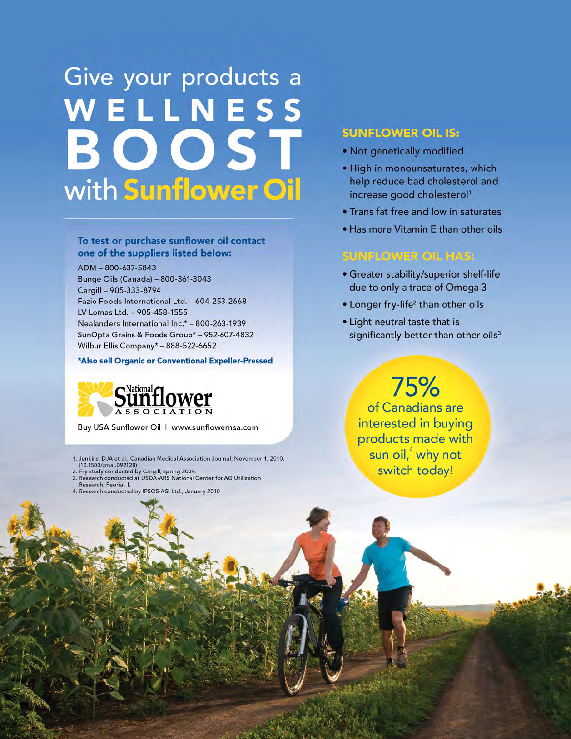# Give your products a WELLNESS BOOST with Sunflower Oil

**To test or purchase sunflower oil contact one of the suppliers listed below:**

ADM – 800-637-5843
Bunge Oils (Canada) – 800-361-3043
Cargill – 905-333-8794
Fazio Foods International Ltd. – 604-253-2668
LV Lomas Ltd. – 905-458-1555
Nealanders International Inc.* – 800-263-1939
SunOpta Grains & Foods Group* – 952-607-4832
Wilbur Ellis Company* – 888-522-6652

***Also sell Organic or Conventional Expeller-Pressed**

National Sunflower Association

Buy USA Sunflower Oil | www.sunflowernsa.com

## SUNFLOWER OIL IS:

- Not genetically modified
- High in monounsaturates, which help reduce bad cholesterol and increase good cholesterol[1]
- Trans fat free and low in saturates
- Has more Vitamin E than other oils

## SUNFLOWER OIL HAS:

- Greater stability/superior shelf-life due to only a trace of Omega 3
- Longer fry-life[2] than other oils
- Light neutral taste that is significantly better than other oils[3]

**75%** of Canadians are interested in buying products made with sun oil,[4] why not switch today!

1. Jenkins, DJA et al., Canadian Medical Association Journal, November 1, 2010. (10.1503/cmaj.092128)
2. Fry study conducted by Cargill, spring 2009.
3. Research conducted at USDA/ARS National Center for AG Utilization Research, Peoria, IL
4. Research conducted by IPSOS-ASI Ltd., January 2010